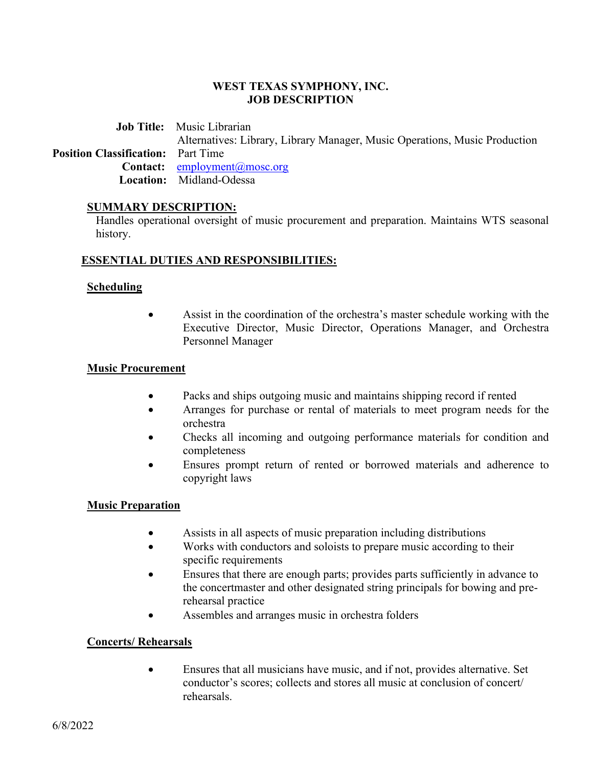**WEST TEXAS SYMPHONY, INC.**
**JOB DESCRIPTION**

**Job Title:** Music Librarian
Alternatives: Library, Library Manager, Music Operations, Music Production
**Position Classification:** Part Time
**Contact:** employment@mosc.org
**Location:** Midland-Odessa

## SUMMARY DESCRIPTION:

Handles operational oversight of music procurement and preparation. Maintains WTS seasonal history.

## ESSENTIAL DUTIES AND RESPONSIBILITIES:

### Scheduling

- Assist in the coordination of the orchestra's master schedule working with the Executive Director, Music Director, Operations Manager, and Orchestra Personnel Manager

### Music Procurement

- Packs and ships outgoing music and maintains shipping record if rented
- Arranges for purchase or rental of materials to meet program needs for the orchestra
- Checks all incoming and outgoing performance materials for condition and completeness
- Ensures prompt return of rented or borrowed materials and adherence to copyright laws

### Music Preparation

- Assists in all aspects of music preparation including distributions
- Works with conductors and soloists to prepare music according to their specific requirements
- Ensures that there are enough parts; provides parts sufficiently in advance to the concertmaster and other designated string principals for bowing and pre-rehearsal practice
- Assembles and arranges music in orchestra folders

### Concerts/ Rehearsals

- Ensures that all musicians have music, and if not, provides alternative. Set conductor's scores; collects and stores all music at conclusion of concert/ rehearsals.

6/8/2022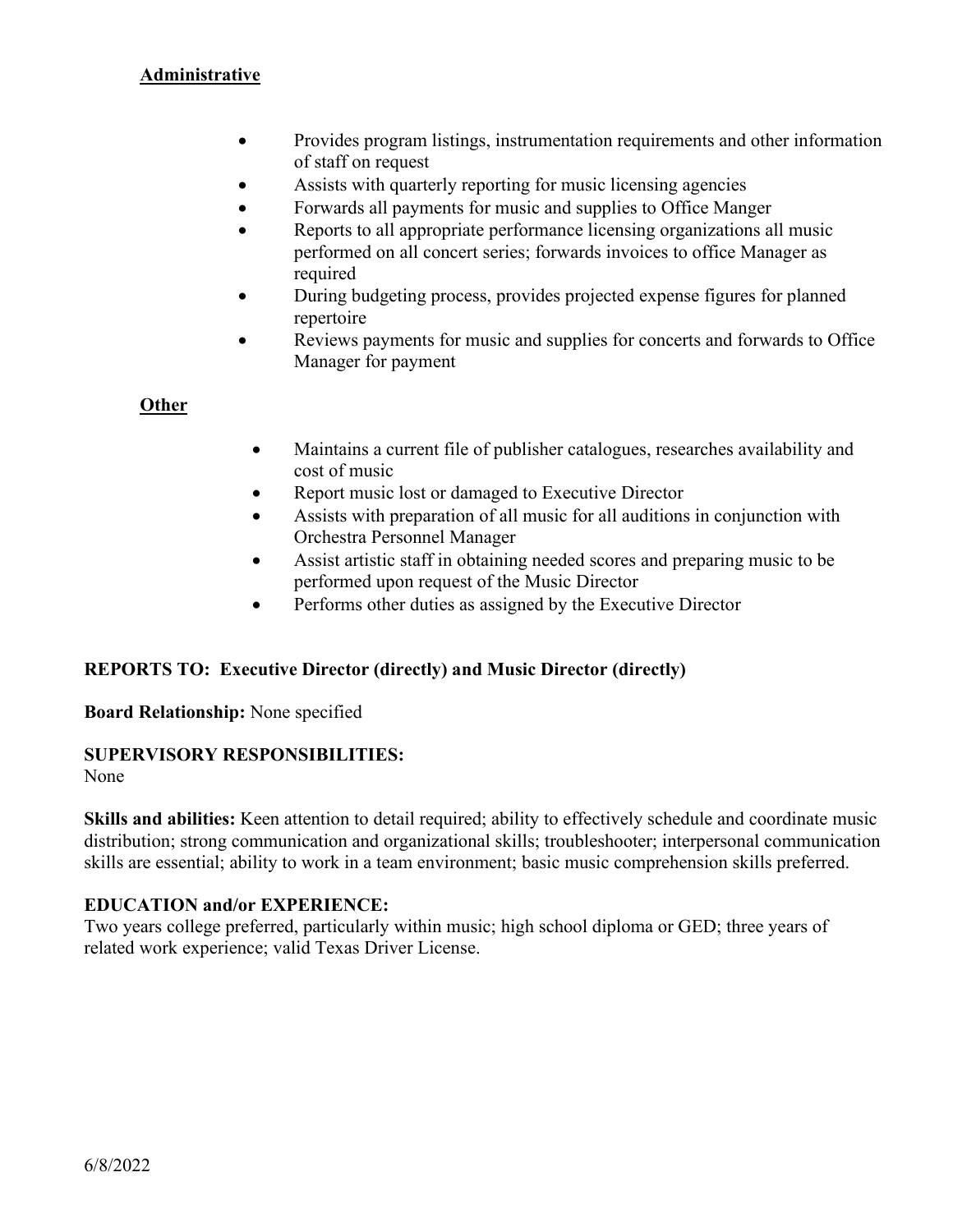**Administrative**

- Provides program listings, instrumentation requirements and other information of staff on request
- Assists with quarterly reporting for music licensing agencies
- Forwards all payments for music and supplies to Office Manger
- Reports to all appropriate performance licensing organizations all music performed on all concert series; forwards invoices to office Manager as required
- During budgeting process, provides projected expense figures for planned repertoire
- Reviews payments for music and supplies for concerts and forwards to Office Manager for payment

**Other**

- Maintains a current file of publisher catalogues, researches availability and cost of music
- Report music lost or damaged to Executive Director
- Assists with preparation of all music for all auditions in conjunction with Orchestra Personnel Manager
- Assist artistic staff in obtaining needed scores and preparing music to be performed upon request of the Music Director
- Performs other duties as assigned by the Executive Director

**REPORTS TO: Executive Director (directly) and Music Director (directly)**

**Board Relationship:** None specified

**SUPERVISORY RESPONSIBILITIES:**
None

**Skills and abilities:** Keen attention to detail required; ability to effectively schedule and coordinate music distribution; strong communication and organizational skills; troubleshooter; interpersonal communication skills are essential; ability to work in a team environment; basic music comprehension skills preferred.

**EDUCATION and/or EXPERIENCE:**
Two years college preferred, particularly within music; high school diploma or GED; three years of related work experience; valid Texas Driver License.

6/8/2022